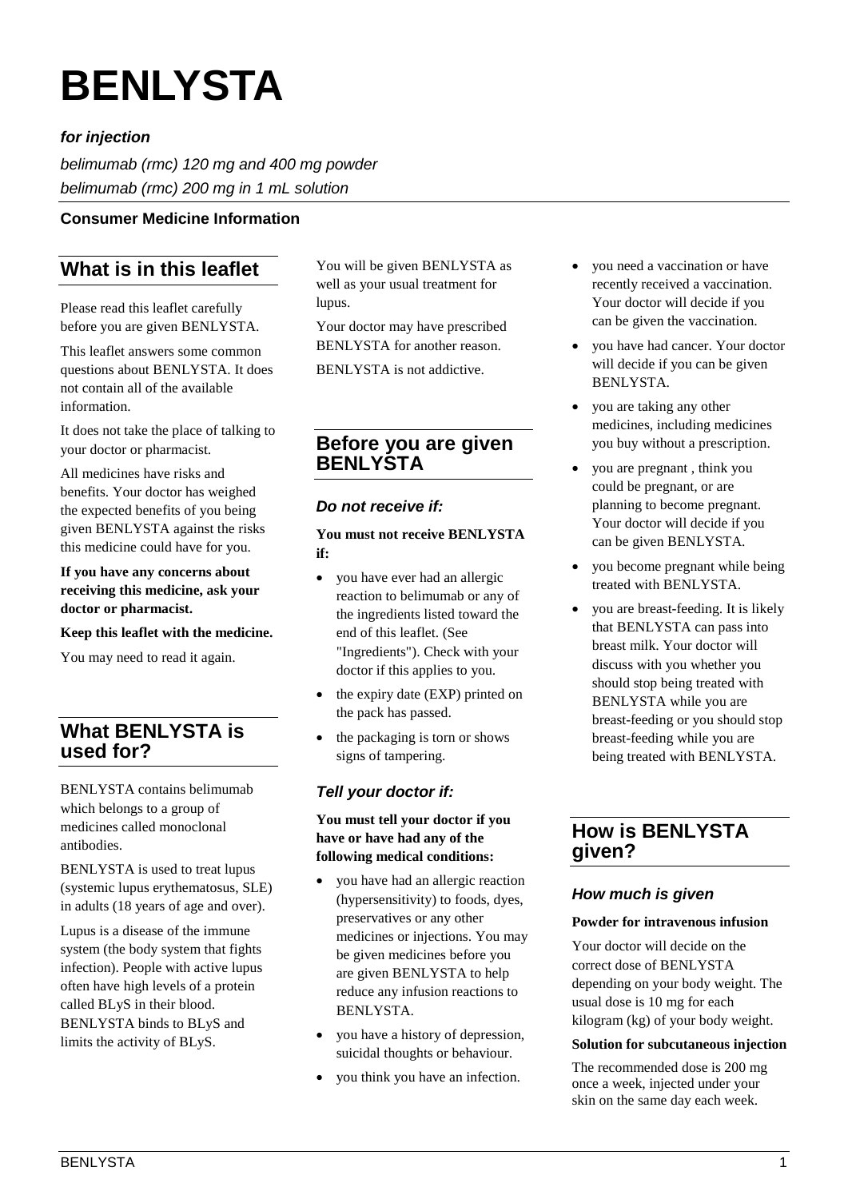# BENLYSTA

***for injection***

*belimumab (rmc) 120 mg and 400 mg powder*

*belimumab (rmc) 200 mg in 1 mL solution*

**Consumer Medicine Information**

## What is in this leaflet

Please read this leaflet carefully before you are given BENLYSTA.

This leaflet answers some common questions about BENLYSTA. It does not contain all of the available information.

It does not take the place of talking to your doctor or pharmacist.

All medicines have risks and benefits. Your doctor has weighed the expected benefits of you being given BENLYSTA against the risks this medicine could have for you.

**If you have any concerns about receiving this medicine, ask your doctor or pharmacist.**

**Keep this leaflet with the medicine.**

You may need to read it again.

## What BENLYSTA is used for?

BENLYSTA contains belimumab which belongs to a group of medicines called monoclonal antibodies.

BENLYSTA is used to treat lupus (systemic lupus erythematosus, SLE) in adults (18 years of age and over).

Lupus is a disease of the immune system (the body system that fights infection). People with active lupus often have high levels of a protein called BLyS in their blood. BENLYSTA binds to BLyS and limits the activity of BLyS.

You will be given BENLYSTA as well as your usual treatment for lupus.

Your doctor may have prescribed BENLYSTA for another reason.

BENLYSTA is not addictive.

## Before you are given BENLYSTA

### *Do not receive if:*

**You must not receive BENLYSTA if:**

- you have ever had an allergic reaction to belimumab or any of the ingredients listed toward the end of this leaflet. (See "Ingredients"). Check with your doctor if this applies to you.
- the expiry date (EXP) printed on the pack has passed.
- the packaging is torn or shows signs of tampering.

### *Tell your doctor if:*

**You must tell your doctor if you have or have had any of the following medical conditions:**

- you have had an allergic reaction (hypersensitivity) to foods, dyes, preservatives or any other medicines or injections. You may be given medicines before you are given BENLYSTA to help reduce any infusion reactions to BENLYSTA.
- you have a history of depression, suicidal thoughts or behaviour.
- you think you have an infection.
- you need a vaccination or have recently received a vaccination. Your doctor will decide if you can be given the vaccination.
- you have had cancer. Your doctor will decide if you can be given BENLYSTA.
- you are taking any other medicines, including medicines you buy without a prescription.
- you are pregnant , think you could be pregnant, or are planning to become pregnant. Your doctor will decide if you can be given BENLYSTA.
- you become pregnant while being treated with BENLYSTA.
- you are breast-feeding. It is likely that BENLYSTA can pass into breast milk. Your doctor will discuss with you whether you should stop being treated with BENLYSTA while you are breast-feeding or you should stop breast-feeding while you are being treated with BENLYSTA.

## How is BENLYSTA given?

### *How much is given*

**Powder for intravenous infusion**

Your doctor will decide on the correct dose of BENLYSTA depending on your body weight. The usual dose is 10 mg for each kilogram (kg) of your body weight.

**Solution for subcutaneous injection**

The recommended dose is 200 mg once a week, injected under your skin on the same day each week.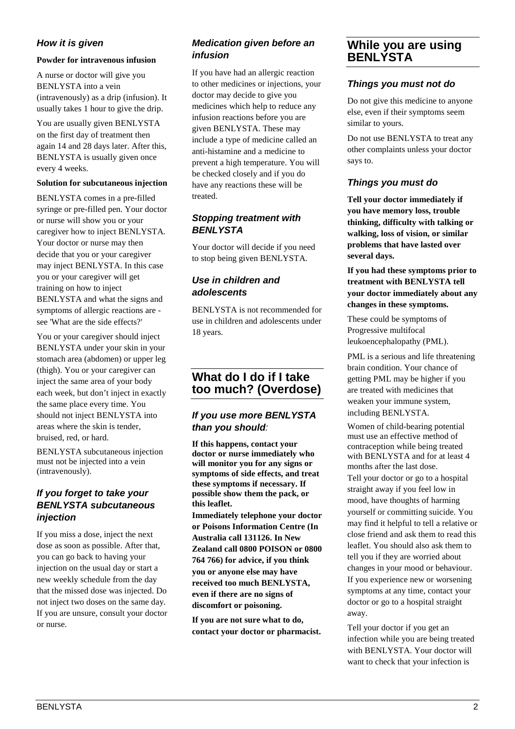### How it is given

**Powder for intravenous infusion**

A nurse or doctor will give you BENLYSTA into a vein (intravenously) as a drip (infusion). It usually takes 1 hour to give the drip.

You are usually given BENLYSTA on the first day of treatment then again 14 and 28 days later. After this, BENLYSTA is usually given once every 4 weeks.

**Solution for subcutaneous injection**

BENLYSTA comes in a pre-filled syringe or pre-filled pen. Your doctor or nurse will show you or your caregiver how to inject BENLYSTA. Your doctor or nurse may then decide that you or your caregiver may inject BENLYSTA. In this case you or your caregiver will get training on how to inject BENLYSTA and what the signs and symptoms of allergic reactions are - see 'What are the side effects?'

You or your caregiver should inject BENLYSTA under your skin in your stomach area (abdomen) or upper leg (thigh). You or your caregiver can inject the same area of your body each week, but don't inject in exactly the same place every time. You should not inject BENLYSTA into areas where the skin is tender, bruised, red, or hard.

BENLYSTA subcutaneous injection must not be injected into a vein (intravenously).

### If you forget to take your BENLYSTA subcutaneous injection

If you miss a dose, inject the next dose as soon as possible. After that, you can go back to having your injection on the usual day or start a new weekly schedule from the day that the missed dose was injected. Do not inject two doses on the same day. If you are unsure, consult your doctor or nurse.

### Medication given before an infusion

If you have had an allergic reaction to other medicines or injections, your doctor may decide to give you medicines which help to reduce any infusion reactions before you are given BENLYSTA. These may include a type of medicine called an anti-histamine and a medicine to prevent a high temperature. You will be checked closely and if you do have any reactions these will be treated.

### Stopping treatment with BENLYSTA

Your doctor will decide if you need to stop being given BENLYSTA.

### Use in children and adolescents

BENLYSTA is not recommended for use in children and adolescents under 18 years.

## What do I do if I take too much? (Overdose)

### *If you use more BENLYSTA than you should:*

**If this happens, contact your doctor or nurse immediately who will monitor you for any signs or symptoms of side effects, and treat these symptoms if necessary. If possible show them the pack, or this leaflet.**

**Immediately telephone your doctor or Poisons Information Centre (In Australia call 131126. In New Zealand call 0800 POISON or 0800 764 766) for advice, if you think you or anyone else may have received too much BENLYSTA, even if there are no signs of discomfort or poisoning.**

**If you are not sure what to do, contact your doctor or pharmacist.**

## While you are using BENLYSTA

### Things you must not do

Do not give this medicine to anyone else, even if their symptoms seem similar to yours.

Do not use BENLYSTA to treat any other complaints unless your doctor says to.

### Things you must do

**Tell your doctor immediately if you have memory loss, trouble thinking, difficulty with talking or walking, loss of vision, or similar problems that have lasted over several days.**

**If you had these symptoms prior to treatment with BENLYSTA tell your doctor immediately about any changes in these symptoms.**

These could be symptoms of Progressive multifocal leukoencephalopathy (PML).

PML is a serious and life threatening brain condition. Your chance of getting PML may be higher if you are treated with medicines that weaken your immune system, including BENLYSTA.

Women of child-bearing potential must use an effective method of contraception while being treated with BENLYSTA and for at least 4 months after the last dose.

Tell your doctor or go to a hospital straight away if you feel low in mood, have thoughts of harming yourself or committing suicide. You may find it helpful to tell a relative or close friend and ask them to read this leaflet. You should also ask them to tell you if they are worried about changes in your mood or behaviour. If you experience new or worsening symptoms at any time, contact your doctor or go to a hospital straight away.

Tell your doctor if you get an infection while you are being treated with BENLYSTA. Your doctor will want to check that your infection is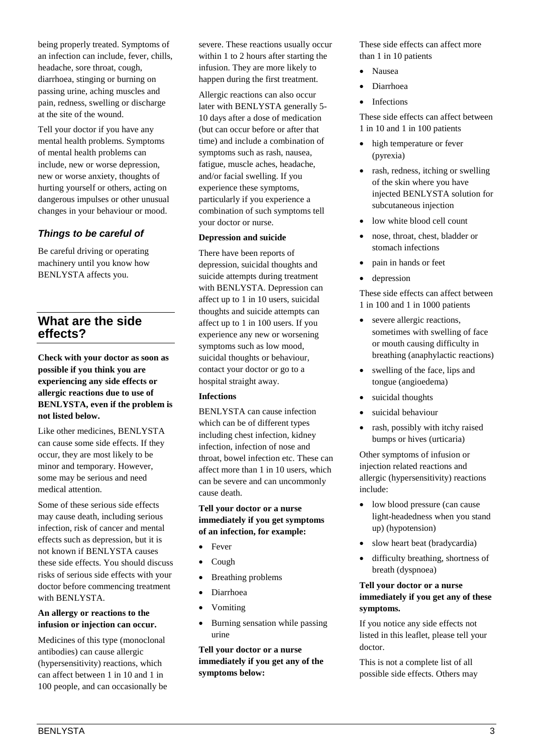being properly treated. Symptoms of an infection can include, fever, chills, headache, sore throat, cough, diarrhoea, stinging or burning on passing urine, aching muscles and pain, redness, swelling or discharge at the site of the wound.

Tell your doctor if you have any mental health problems. Symptoms of mental health problems can include, new or worse depression, new or worse anxiety, thoughts of hurting yourself or others, acting on dangerous impulses or other unusual changes in your behaviour or mood.

### *Things to be careful of*

Be careful driving or operating machinery until you know how BENLYSTA affects you.

## What are the side effects?

**Check with your doctor as soon as possible if you think you are experiencing any side effects or allergic reactions due to use of BENLYSTA, even if the problem is not listed below.**

Like other medicines, BENLYSTA can cause some side effects. If they occur, they are most likely to be minor and temporary. However, some may be serious and need medical attention.

Some of these serious side effects may cause death, including serious infection, risk of cancer and mental effects such as depression, but it is not known if BENLYSTA causes these side effects. You should discuss risks of serious side effects with your doctor before commencing treatment with BENLYSTA.

**An allergy or reactions to the infusion or injection can occur.**

Medicines of this type (monoclonal antibodies) can cause allergic (hypersensitivity) reactions, which can affect between 1 in 10 and 1 in 100 people, and can occasionally be severe. These reactions usually occur within 1 to 2 hours after starting the infusion. They are more likely to happen during the first treatment.

Allergic reactions can also occur later with BENLYSTA generally 5-10 days after a dose of medication (but can occur before or after that time) and include a combination of symptoms such as rash, nausea, fatigue, muscle aches, headache, and/or facial swelling. If you experience these symptoms, particularly if you experience a combination of such symptoms tell your doctor or nurse.

**Depression and suicide**

There have been reports of depression, suicidal thoughts and suicide attempts during treatment with BENLYSTA. Depression can affect up to 1 in 10 users, suicidal thoughts and suicide attempts can affect up to 1 in 100 users. If you experience any new or worsening symptoms such as low mood, suicidal thoughts or behaviour, contact your doctor or go to a hospital straight away.

**Infections**

BENLYSTA can cause infection which can be of different types including chest infection, kidney infection, infection of nose and throat, bowel infection etc. These can affect more than 1 in 10 users, which can be severe and can uncommonly cause death.

**Tell your doctor or a nurse immediately if you get symptoms of an infection, for example:**

- Fever
- Cough
- Breathing problems
- Diarrhoea
- Vomiting
- Burning sensation while passing urine

**Tell your doctor or a nurse immediately if you get any of the symptoms below:**

These side effects can affect more than 1 in 10 patients

- Nausea
- Diarrhoea
- Infections

These side effects can affect between 1 in 10 and 1 in 100 patients

- high temperature or fever (pyrexia)
- rash, redness, itching or swelling of the skin where you have injected BENLYSTA solution for subcutaneous injection
- low white blood cell count
- nose, throat, chest, bladder or stomach infections
- pain in hands or feet
- depression

These side effects can affect between 1 in 100 and 1 in 1000 patients

- severe allergic reactions, sometimes with swelling of face or mouth causing difficulty in breathing (anaphylactic reactions)
- swelling of the face, lips and tongue (angioedema)
- suicidal thoughts
- suicidal behaviour
- rash, possibly with itchy raised bumps or hives (urticaria)

Other symptoms of infusion or injection related reactions and allergic (hypersensitivity) reactions include:

- low blood pressure (can cause light-headedness when you stand up) (hypotension)
- slow heart beat (bradycardia)
- difficulty breathing, shortness of breath (dyspnoea)

**Tell your doctor or a nurse immediately if you get any of these symptoms.**

If you notice any side effects not listed in this leaflet, please tell your doctor.

This is not a complete list of all possible side effects. Others may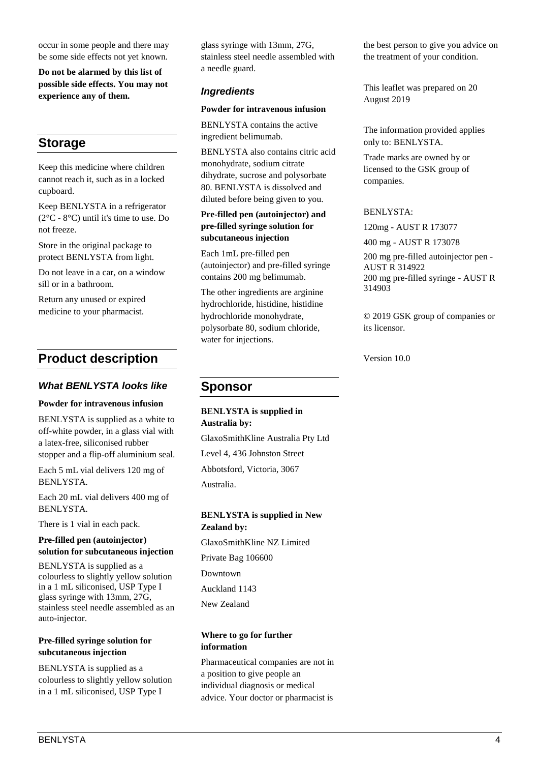occur in some people and there may be some side effects not yet known.

**Do not be alarmed by this list of possible side effects. You may not experience any of them.**

## Storage

Keep this medicine where children cannot reach it, such as in a locked cupboard.

Keep BENLYSTA in a refrigerator (2°C - 8°C) until it's time to use. Do not freeze.

Store in the original package to protect BENLYSTA from light.

Do not leave in a car, on a window sill or in a bathroom.

Return any unused or expired medicine to your pharmacist.

## Product description

### *What BENLYSTA looks like*

**Powder for intravenous infusion**

BENLYSTA is supplied as a white to off-white powder, in a glass vial with a latex-free, siliconised rubber stopper and a flip-off aluminium seal.

Each 5 mL vial delivers 120 mg of BENLYSTA.

Each 20 mL vial delivers 400 mg of BENLYSTA.

There is 1 vial in each pack.

**Pre-filled pen (autoinjector) solution for subcutaneous injection**

BENLYSTA is supplied as a colourless to slightly yellow solution in a 1 mL siliconised, USP Type I glass syringe with 13mm, 27G, stainless steel needle assembled as an auto-injector.

**Pre-filled syringe solution for subcutaneous injection**

BENLYSTA is supplied as a colourless to slightly yellow solution in a 1 mL siliconised, USP Type I glass syringe with 13mm, 27G, stainless steel needle assembled with a needle guard.

### *Ingredients*

**Powder for intravenous infusion**

BENLYSTA contains the active ingredient belimumab.

BENLYSTA also contains citric acid monohydrate, sodium citrate dihydrate, sucrose and polysorbate 80. BENLYSTA is dissolved and diluted before being given to you.

**Pre-filled pen (autoinjector) and pre-filled syringe solution for subcutaneous injection**

Each 1mL pre-filled pen (autoinjector) and pre-filled syringe contains 200 mg belimumab.

The other ingredients are arginine hydrochloride, histidine, histidine hydrochloride monohydrate, polysorbate 80, sodium chloride, water for injections.

## Sponsor

**BENLYSTA is supplied in Australia by:**

GlaxoSmithKline Australia Pty Ltd

Level 4, 436 Johnston Street

Abbotsford, Victoria, 3067

Australia.

**BENLYSTA is supplied in New Zealand by:**

GlaxoSmithKline NZ Limited

Private Bag 106600

Downtown

Auckland 1143

New Zealand

**Where to go for further information**

Pharmaceutical companies are not in a position to give people an individual diagnosis or medical advice. Your doctor or pharmacist is the best person to give you advice on the treatment of your condition.

This leaflet was prepared on 20 August 2019

The information provided applies only to: BENLYSTA.

Trade marks are owned by or licensed to the GSK group of companies.

BENLYSTA:

120mg - AUST R 173077

400 mg - AUST R 173078

200 mg pre-filled autoinjector pen - AUST R 314922
200 mg pre-filled syringe - AUST R 314903

© 2019 GSK group of companies or its licensor.

Version 10.0